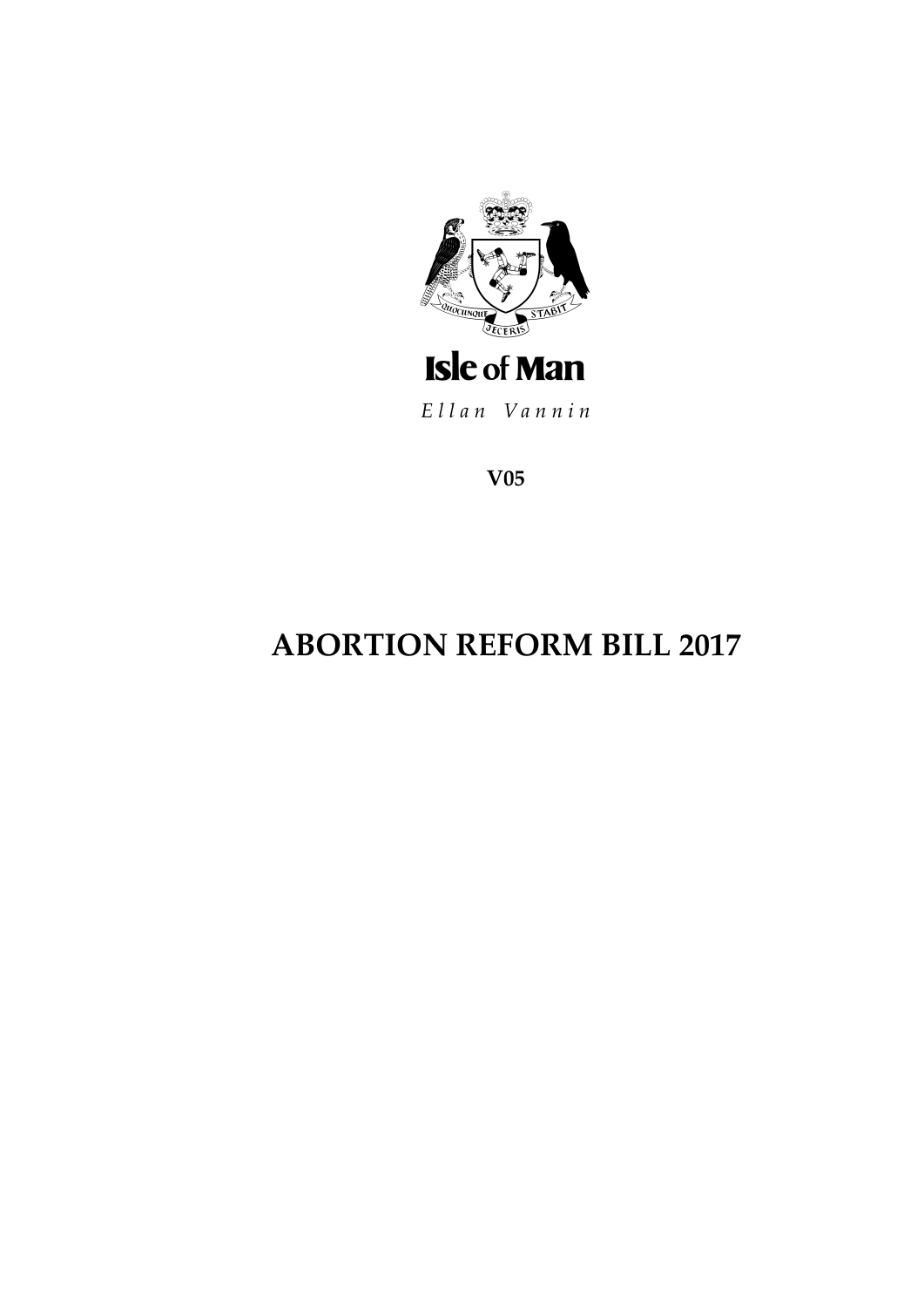Isle of Man

*Ellan Vannin*

**V05**

# ABORTION REFORM BILL 2017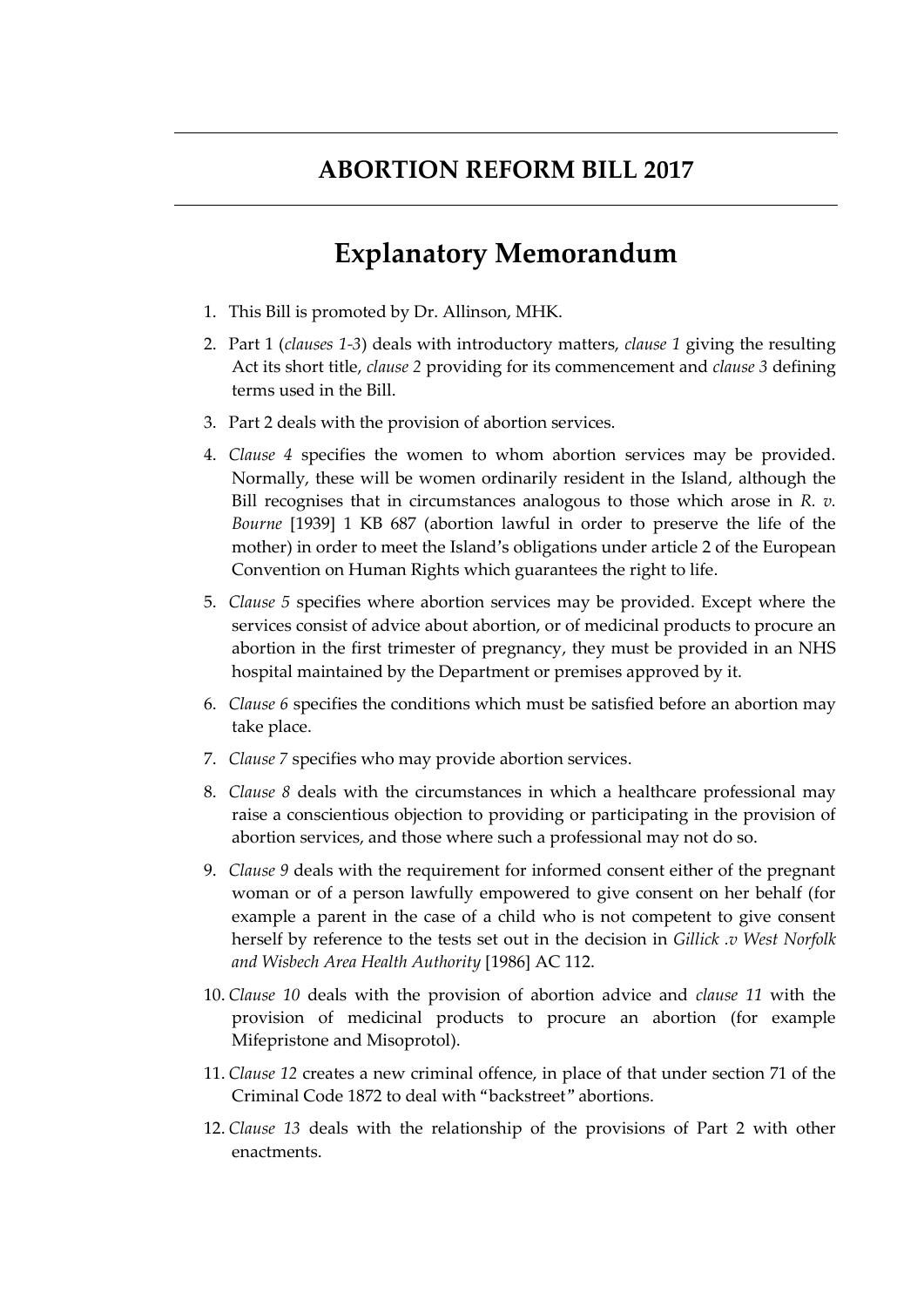# ABORTION REFORM BILL 2017

## Explanatory Memorandum

1. This Bill is promoted by Dr. Allinson, MHK.
2. Part 1 (*clauses 1-3*) deals with introductory matters, *clause 1* giving the resulting Act its short title, *clause 2* providing for its commencement and *clause 3* defining terms used in the Bill.
3. Part 2 deals with the provision of abortion services.
4. *Clause 4* specifies the women to whom abortion services may be provided. Normally, these will be women ordinarily resident in the Island, although the Bill recognises that in circumstances analogous to those which arose in *R. v. Bourne* [1939] 1 KB 687 (abortion lawful in order to preserve the life of the mother) in order to meet the Island's obligations under article 2 of the European Convention on Human Rights which guarantees the right to life.
5. *Clause 5* specifies where abortion services may be provided. Except where the services consist of advice about abortion, or of medicinal products to procure an abortion in the first trimester of pregnancy, they must be provided in an NHS hospital maintained by the Department or premises approved by it.
6. *Clause 6* specifies the conditions which must be satisfied before an abortion may take place.
7. *Clause 7* specifies who may provide abortion services.
8. *Clause 8* deals with the circumstances in which a healthcare professional may raise a conscientious objection to providing or participating in the provision of abortion services, and those where such a professional may not do so.
9. *Clause 9* deals with the requirement for informed consent either of the pregnant woman or of a person lawfully empowered to give consent on her behalf (for example a parent in the case of a child who is not competent to give consent herself by reference to the tests set out in the decision in *Gillick .v West Norfolk and Wisbech Area Health Authority* [1986] AC 112.
10. *Clause 10* deals with the provision of abortion advice and *clause 11* with the provision of medicinal products to procure an abortion (for example Mifepristone and Misoprotol).
11. *Clause 12* creates a new criminal offence, in place of that under section 71 of the Criminal Code 1872 to deal with "backstreet" abortions.
12. *Clause 13* deals with the relationship of the provisions of Part 2 with other enactments.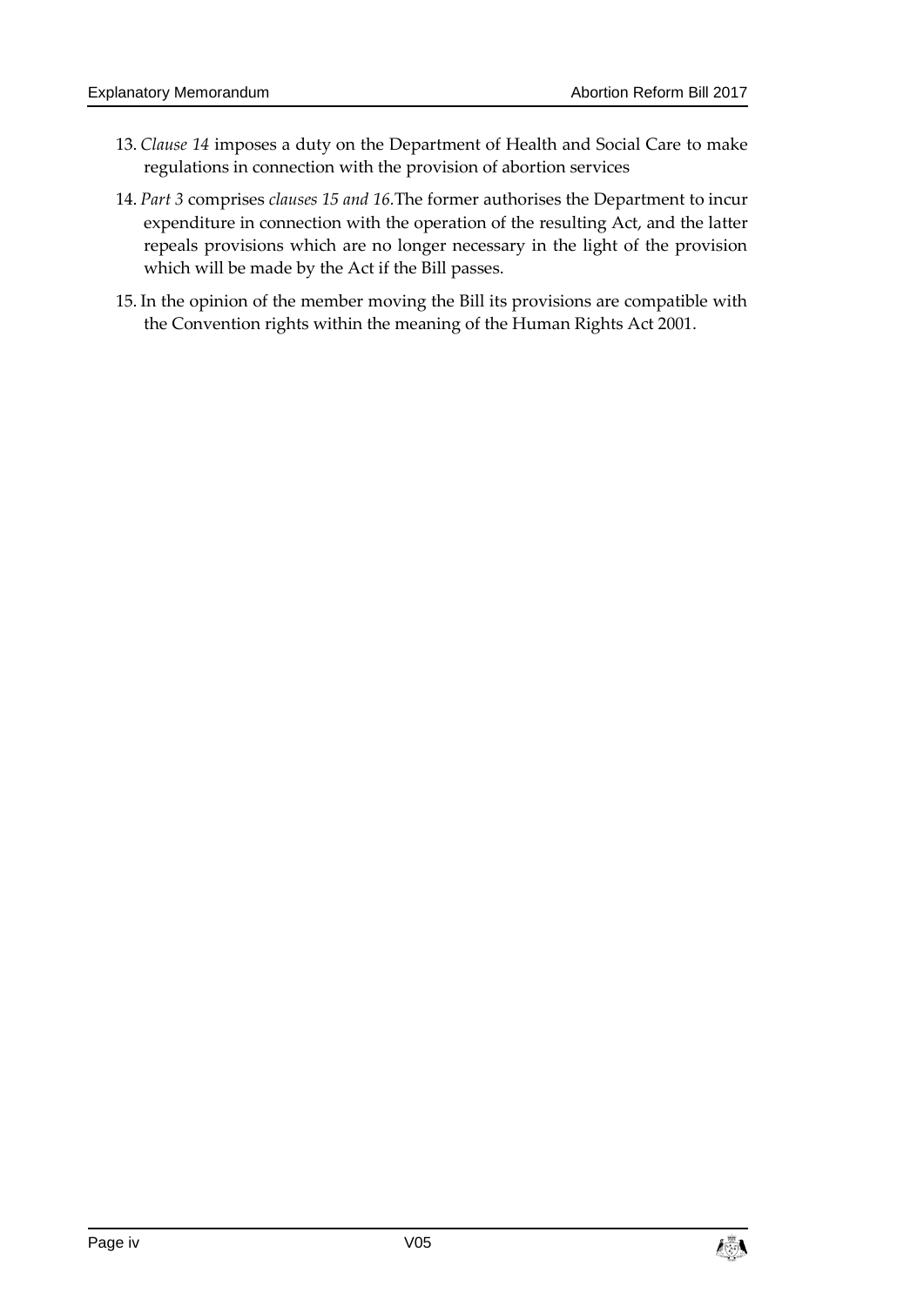13. *Clause 14* imposes a duty on the Department of Health and Social Care to make regulations in connection with the provision of abortion services

14. *Part 3* comprises *clauses 15 and 16*.The former authorises the Department to incur expenditure in connection with the operation of the resulting Act, and the latter repeals provisions which are no longer necessary in the light of the provision which will be made by the Act if the Bill passes.

15. In the opinion of the member moving the Bill its provisions are compatible with the Convention rights within the meaning of the Human Rights Act 2001.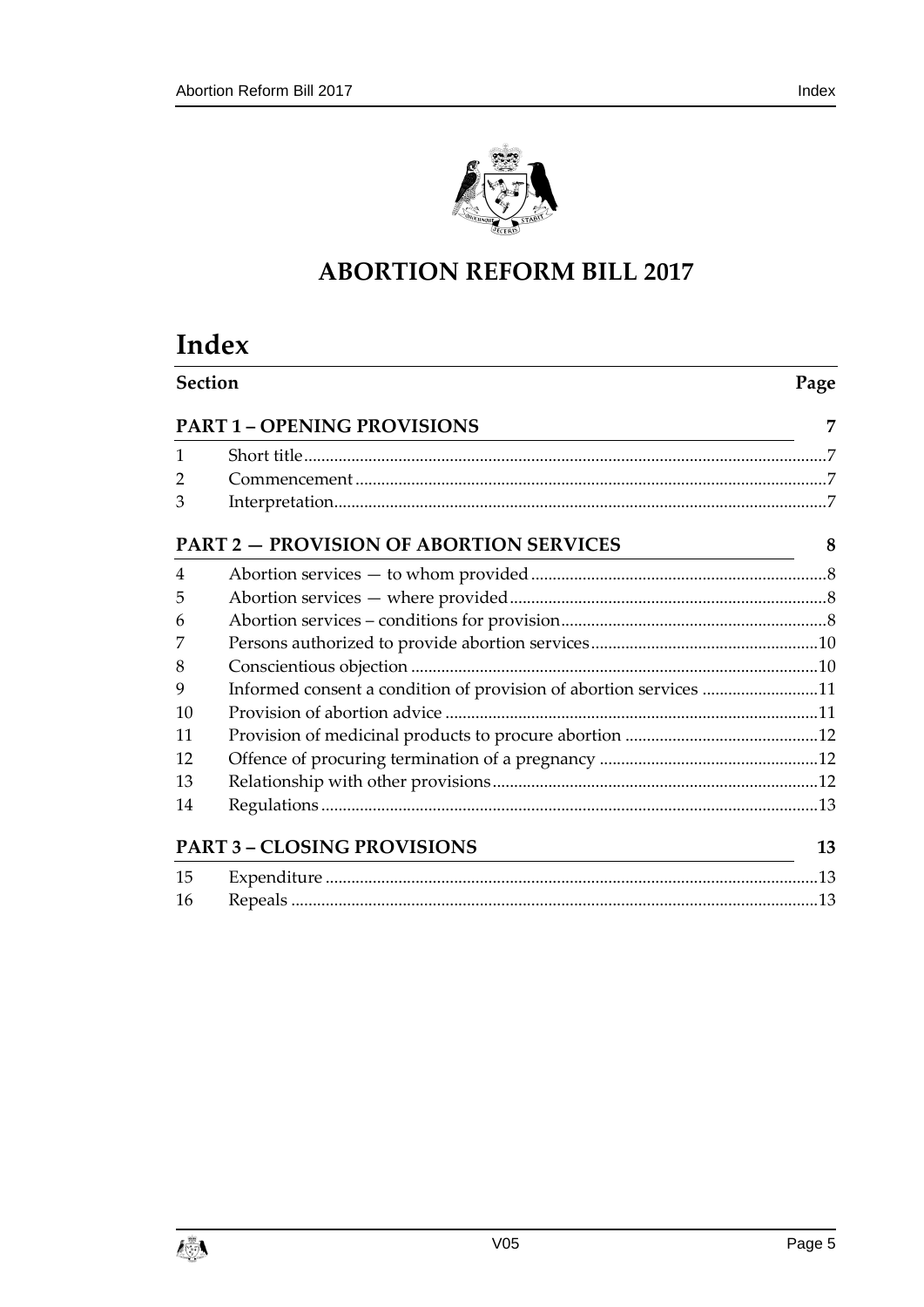# ABORTION REFORM BILL 2017

## Index

| Section | | Page |
|---|---|---|
| **PART 1 – OPENING PROVISIONS** | | **7** |
| 1 | Short title | 7 |
| 2 | Commencement | 7 |
| 3 | Interpretation | 7 |
| **PART 2 — PROVISION OF ABORTION SERVICES** | | **8** |
| 4 | Abortion services — to whom provided | 8 |
| 5 | Abortion services — where provided | 8 |
| 6 | Abortion services – conditions for provision | 8 |
| 7 | Persons authorized to provide abortion services | 10 |
| 8 | Conscientious objection | 10 |
| 9 | Informed consent a condition of provision of abortion services | 11 |
| 10 | Provision of abortion advice | 11 |
| 11 | Provision of medicinal products to procure abortion | 12 |
| 12 | Offence of procuring termination of a pregnancy | 12 |
| 13 | Relationship with other provisions | 12 |
| 14 | Regulations | 13 |
| **PART 3 – CLOSING PROVISIONS** | | **13** |
| 15 | Expenditure | 13 |
| 16 | Repeals | 13 |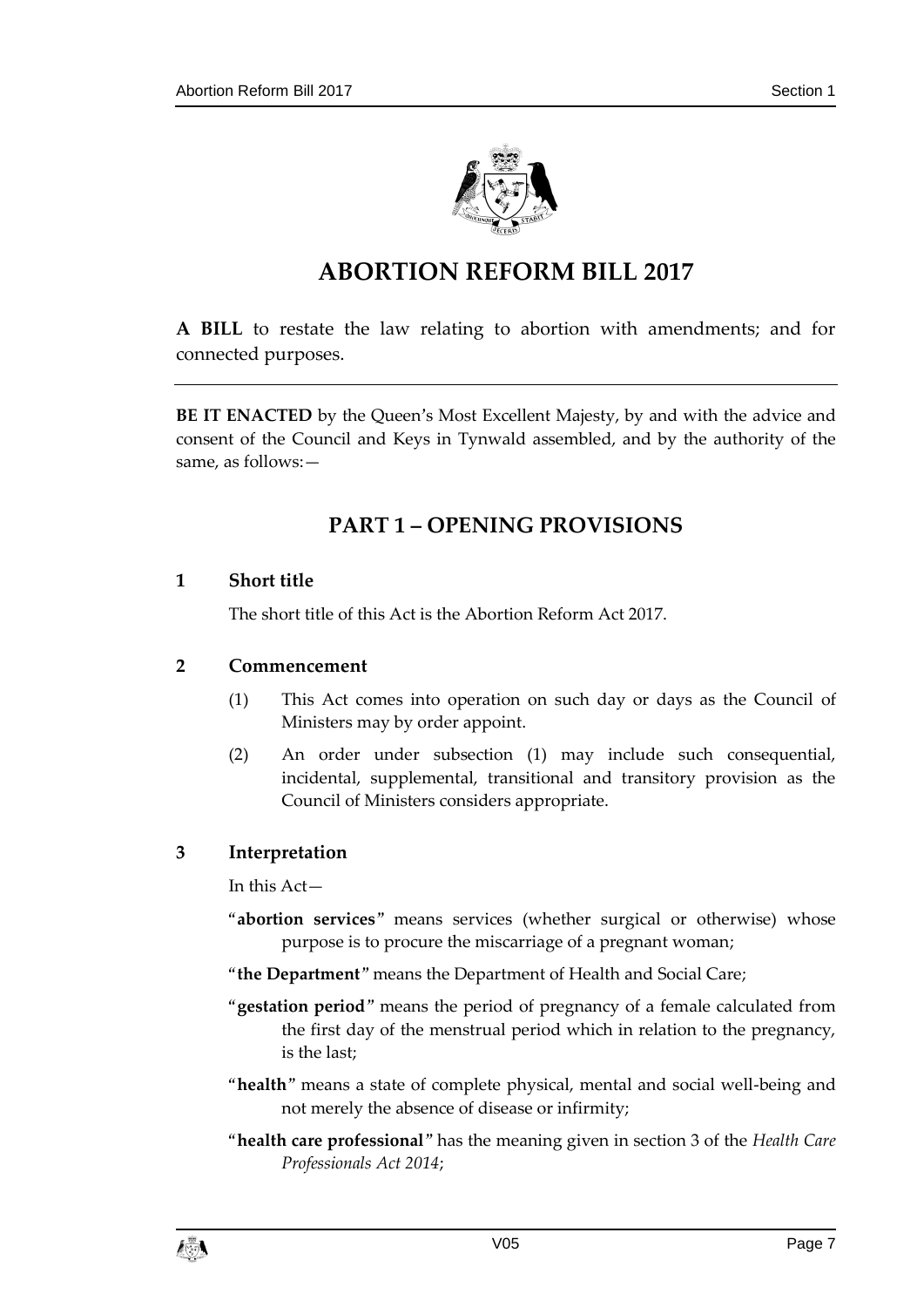# ABORTION REFORM BILL 2017

**A BILL** to restate the law relating to abortion with amendments; and for connected purposes.

---

**BE IT ENACTED** by the Queen's Most Excellent Majesty, by and with the advice and consent of the Council and Keys in Tynwald assembled, and by the authority of the same, as follows:—

## PART 1 – OPENING PROVISIONS

### 1 Short title

The short title of this Act is the Abortion Reform Act 2017.

### 2 Commencement

(1) This Act comes into operation on such day or days as the Council of Ministers may by order appoint.

(2) An order under subsection (1) may include such consequential, incidental, supplemental, transitional and transitory provision as the Council of Ministers considers appropriate.

### 3 Interpretation

In this Act—

"**abortion services**" means services (whether surgical or otherwise) whose purpose is to procure the miscarriage of a pregnant woman;

"**the Department**" means the Department of Health and Social Care;

"**gestation period**" means the period of pregnancy of a female calculated from the first day of the menstrual period which in relation to the pregnancy, is the last;

"**health**" means a state of complete physical, mental and social well-being and not merely the absence of disease or infirmity;

"**health care professional**" has the meaning given in section 3 of the *Health Care Professionals Act 2014*;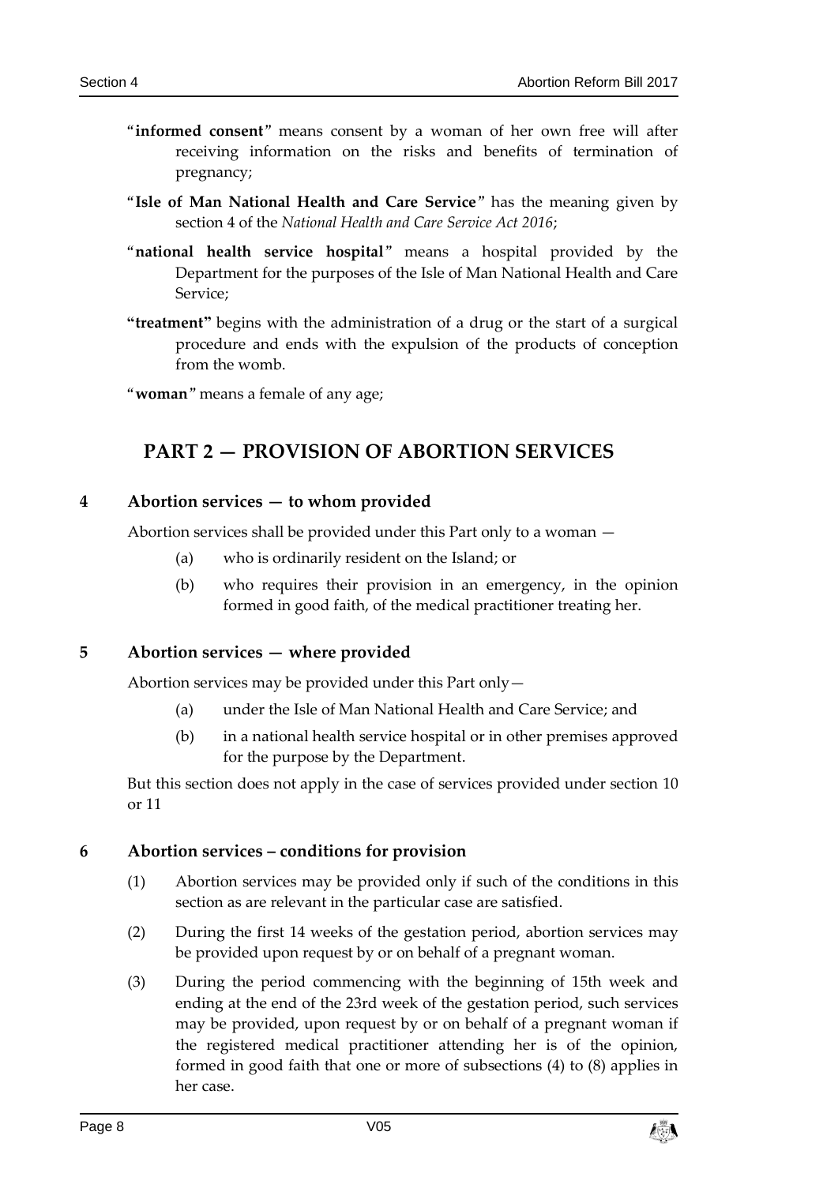"**informed consent**" means consent by a woman of her own free will after receiving information on the risks and benefits of termination of pregnancy;

"**Isle of Man National Health and Care Service**" has the meaning given by section 4 of the *National Health and Care Service Act 2016*;

"**national health service hospital**" means a hospital provided by the Department for the purposes of the Isle of Man National Health and Care Service;

**"treatment"** begins with the administration of a drug or the start of a surgical procedure and ends with the expulsion of the products of conception from the womb.

"**woman**" means a female of any age;

## PART 2 — PROVISION OF ABORTION SERVICES

### 4 Abortion services — to whom provided

Abortion services shall be provided under this Part only to a woman —

(a) who is ordinarily resident on the Island; or

(b) who requires their provision in an emergency, in the opinion formed in good faith, of the medical practitioner treating her.

### 5 Abortion services — where provided

Abortion services may be provided under this Part only—

(a) under the Isle of Man National Health and Care Service; and

(b) in a national health service hospital or in other premises approved for the purpose by the Department.

But this section does not apply in the case of services provided under section 10 or 11

### 6 Abortion services – conditions for provision

(1) Abortion services may be provided only if such of the conditions in this section as are relevant in the particular case are satisfied.

(2) During the first 14 weeks of the gestation period, abortion services may be provided upon request by or on behalf of a pregnant woman.

(3) During the period commencing with the beginning of 15th week and ending at the end of the 23rd week of the gestation period, such services may be provided, upon request by or on behalf of a pregnant woman if the registered medical practitioner attending her is of the opinion, formed in good faith that one or more of subsections (4) to (8) applies in her case.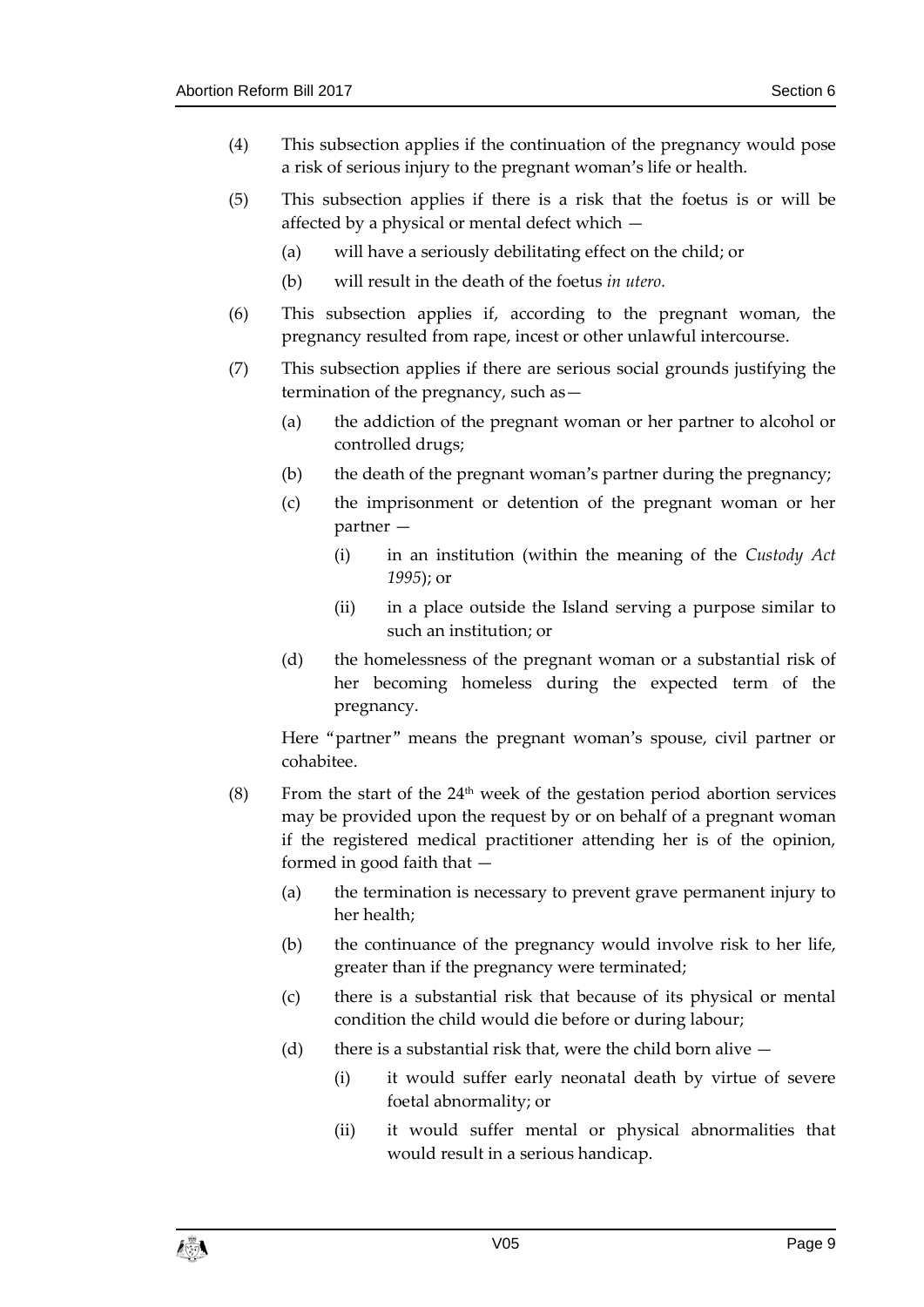(4) This subsection applies if the continuation of the pregnancy would pose a risk of serious injury to the pregnant woman's life or health.

(5) This subsection applies if there is a risk that the foetus is or will be affected by a physical or mental defect which —

(a) will have a seriously debilitating effect on the child; or

(b) will result in the death of the foetus *in utero.*

(6) This subsection applies if, according to the pregnant woman, the pregnancy resulted from rape, incest or other unlawful intercourse.

(7) This subsection applies if there are serious social grounds justifying the termination of the pregnancy, such as—

(a) the addiction of the pregnant woman or her partner to alcohol or controlled drugs;

(b) the death of the pregnant woman's partner during the pregnancy;

(c) the imprisonment or detention of the pregnant woman or her partner —

(i) in an institution (within the meaning of the *Custody Act 1995*); or

(ii) in a place outside the Island serving a purpose similar to such an institution; or

(d) the homelessness of the pregnant woman or a substantial risk of her becoming homeless during the expected term of the pregnancy.

Here "partner" means the pregnant woman's spouse, civil partner or cohabitee.

(8) From the start of the 24th week of the gestation period abortion services may be provided upon the request by or on behalf of a pregnant woman if the registered medical practitioner attending her is of the opinion, formed in good faith that —

(a) the termination is necessary to prevent grave permanent injury to her health;

(b) the continuance of the pregnancy would involve risk to her life, greater than if the pregnancy were terminated;

(c) there is a substantial risk that because of its physical or mental condition the child would die before or during labour;

(d) there is a substantial risk that, were the child born alive —

(i) it would suffer early neonatal death by virtue of severe foetal abnormality; or

(ii) it would suffer mental or physical abnormalities that would result in a serious handicap.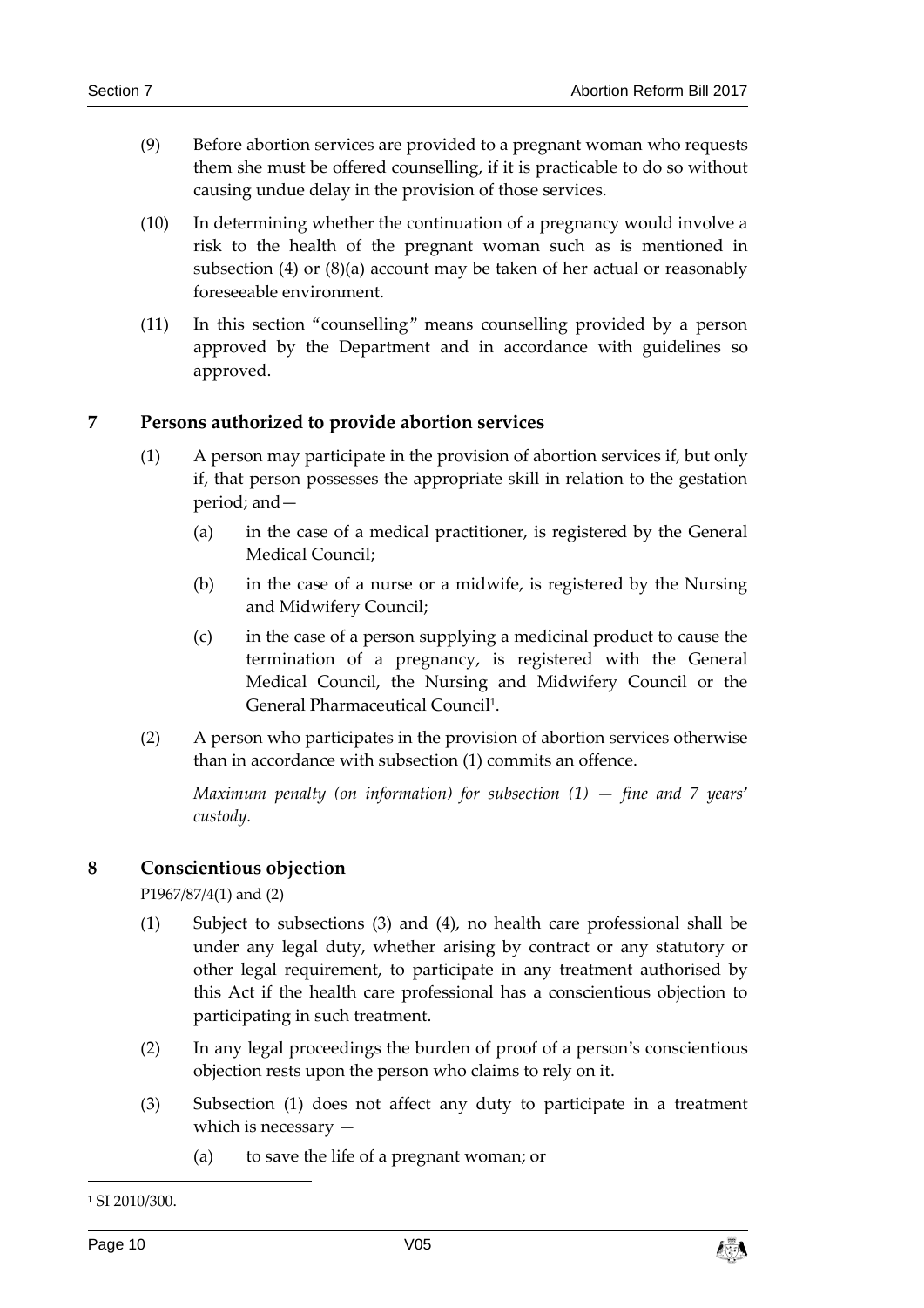(9) Before abortion services are provided to a pregnant woman who requests them she must be offered counselling, if it is practicable to do so without causing undue delay in the provision of those services.

(10) In determining whether the continuation of a pregnancy would involve a risk to the health of the pregnant woman such as is mentioned in subsection (4) or (8)(a) account may be taken of her actual or reasonably foreseeable environment.

(11) In this section "counselling" means counselling provided by a person approved by the Department and in accordance with guidelines so approved.

## 7 Persons authorized to provide abortion services

(1) A person may participate in the provision of abortion services if, but only if, that person possesses the appropriate skill in relation to the gestation period; and—

(a) in the case of a medical practitioner, is registered by the General Medical Council;

(b) in the case of a nurse or a midwife, is registered by the Nursing and Midwifery Council;

(c) in the case of a person supplying a medicinal product to cause the termination of a pregnancy, is registered with the General Medical Council, the Nursing and Midwifery Council or the General Pharmaceutical Council[1].

(2) A person who participates in the provision of abortion services otherwise than in accordance with subsection (1) commits an offence.

*Maximum penalty (on information) for subsection (1) — fine and 7 years' custody.*

## 8 Conscientious objection

P1967/87/4(1) and (2)

(1) Subject to subsections (3) and (4), no health care professional shall be under any legal duty, whether arising by contract or any statutory or other legal requirement, to participate in any treatment authorised by this Act if the health care professional has a conscientious objection to participating in such treatment.

(2) In any legal proceedings the burden of proof of a person's conscientious objection rests upon the person who claims to rely on it.

(3) Subsection (1) does not affect any duty to participate in a treatment which is necessary —

(a) to save the life of a pregnant woman; or

[1] SI 2010/300.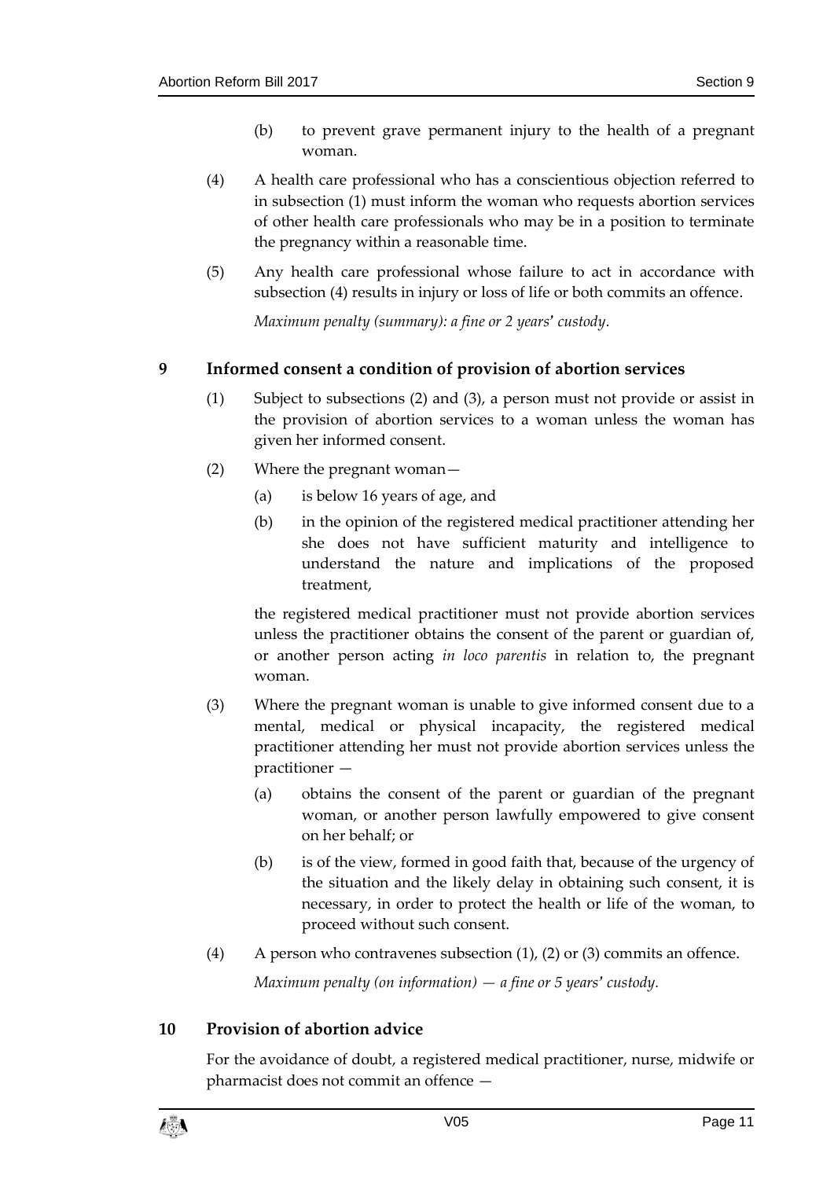(b) to prevent grave permanent injury to the health of a pregnant woman.

(4) A health care professional who has a conscientious objection referred to in subsection (1) must inform the woman who requests abortion services of other health care professionals who may be in a position to terminate the pregnancy within a reasonable time.

(5) Any health care professional whose failure to act in accordance with subsection (4) results in injury or loss of life or both commits an offence.

*Maximum penalty (summary): a fine or 2 years' custody.*

## 9 Informed consent a condition of provision of abortion services

(1) Subject to subsections (2) and (3), a person must not provide or assist in the provision of abortion services to a woman unless the woman has given her informed consent.

(2) Where the pregnant woman—

(a) is below 16 years of age, and

(b) in the opinion of the registered medical practitioner attending her she does not have sufficient maturity and intelligence to understand the nature and implications of the proposed treatment,

the registered medical practitioner must not provide abortion services unless the practitioner obtains the consent of the parent or guardian of, or another person acting *in loco parentis* in relation to, the pregnant woman.

(3) Where the pregnant woman is unable to give informed consent due to a mental, medical or physical incapacity, the registered medical practitioner attending her must not provide abortion services unless the practitioner —

(a) obtains the consent of the parent or guardian of the pregnant woman, or another person lawfully empowered to give consent on her behalf; or

(b) is of the view, formed in good faith that, because of the urgency of the situation and the likely delay in obtaining such consent, it is necessary, in order to protect the health or life of the woman, to proceed without such consent.

(4) A person who contravenes subsection (1), (2) or (3) commits an offence.

*Maximum penalty (on information) — a fine or 5 years' custody.*

## 10 Provision of abortion advice

For the avoidance of doubt, a registered medical practitioner, nurse, midwife or pharmacist does not commit an offence —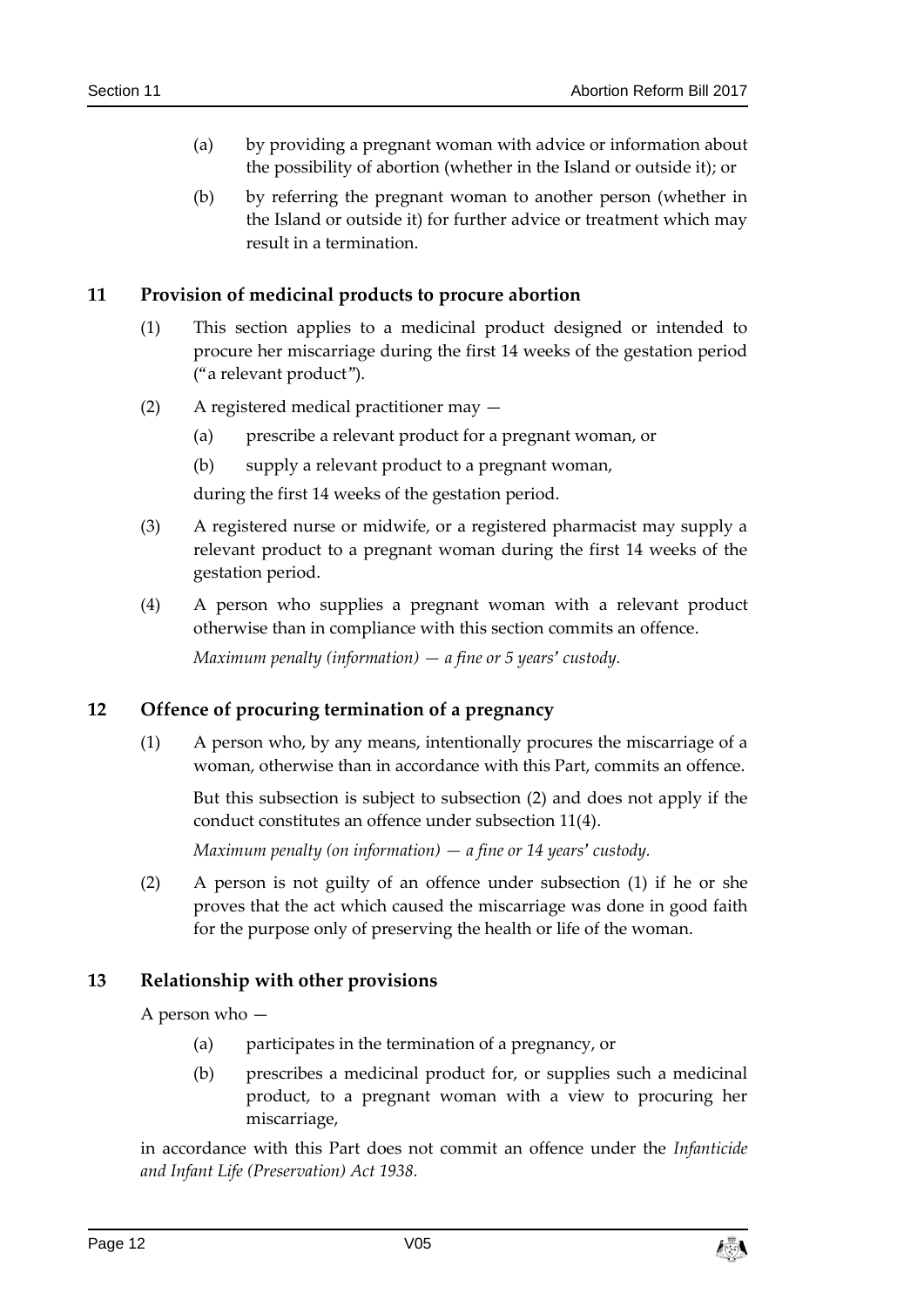(a) by providing a pregnant woman with advice or information about the possibility of abortion (whether in the Island or outside it); or

(b) by referring the pregnant woman to another person (whether in the Island or outside it) for further advice or treatment which may result in a termination.

## 11 Provision of medicinal products to procure abortion

(1) This section applies to a medicinal product designed or intended to procure her miscarriage during the first 14 weeks of the gestation period ("a relevant product").

(2) A registered medical practitioner may —

(a) prescribe a relevant product for a pregnant woman, or

(b) supply a relevant product to a pregnant woman,

during the first 14 weeks of the gestation period.

(3) A registered nurse or midwife, or a registered pharmacist may supply a relevant product to a pregnant woman during the first 14 weeks of the gestation period.

(4) A person who supplies a pregnant woman with a relevant product otherwise than in compliance with this section commits an offence.

*Maximum penalty (information) — a fine or 5 years' custody.*

## 12 Offence of procuring termination of a pregnancy

(1) A person who, by any means, intentionally procures the miscarriage of a woman, otherwise than in accordance with this Part, commits an offence.

But this subsection is subject to subsection (2) and does not apply if the conduct constitutes an offence under subsection 11(4).

*Maximum penalty (on information) — a fine or 14 years' custody.*

(2) A person is not guilty of an offence under subsection (1) if he or she proves that the act which caused the miscarriage was done in good faith for the purpose only of preserving the health or life of the woman.

## 13 Relationship with other provisions

A person who —

(a) participates in the termination of a pregnancy, or

(b) prescribes a medicinal product for, or supplies such a medicinal product, to a pregnant woman with a view to procuring her miscarriage,

in accordance with this Part does not commit an offence under the *Infanticide and Infant Life (Preservation) Act 1938.*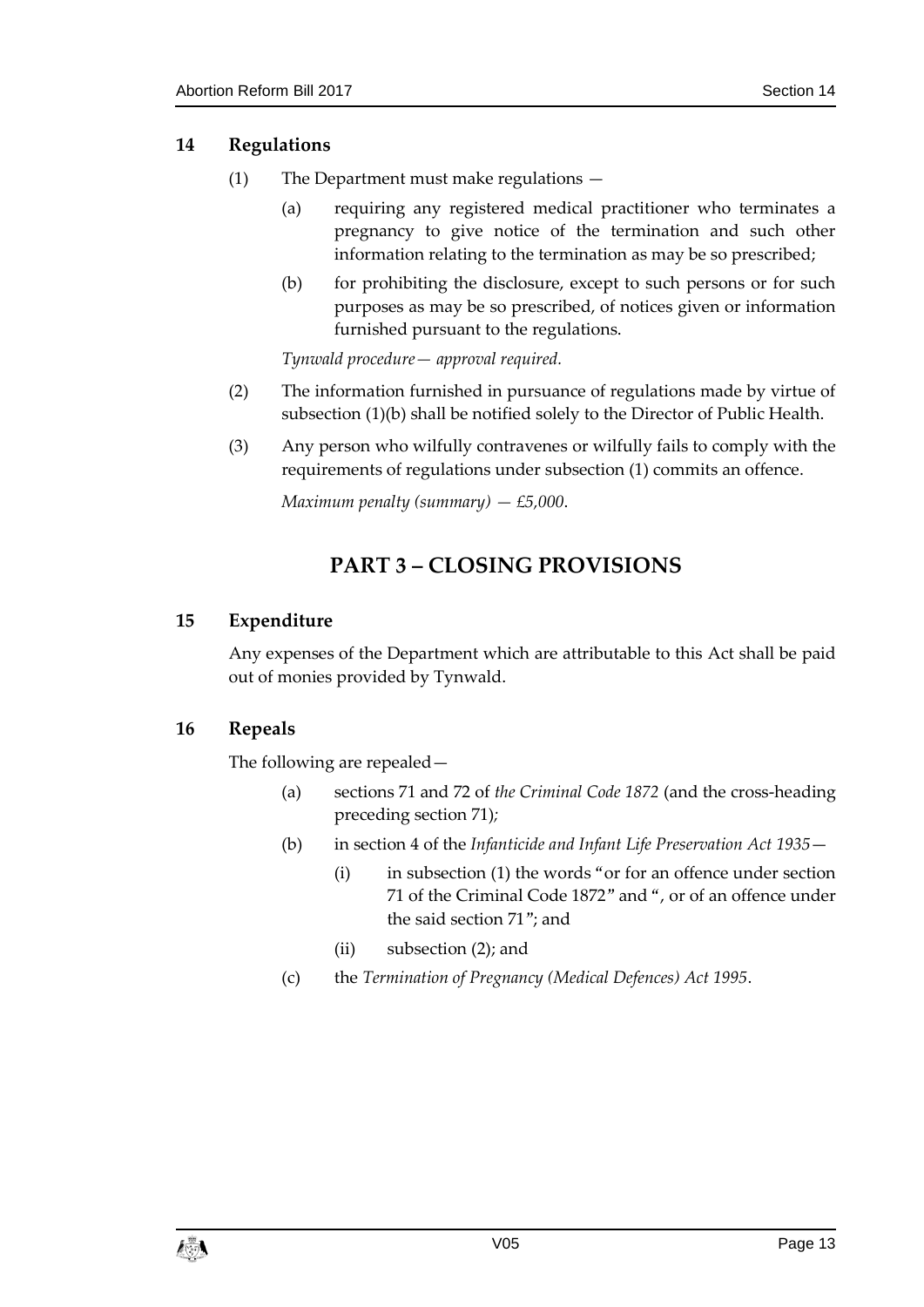## 14 Regulations

(1) The Department must make regulations —

(a) requiring any registered medical practitioner who terminates a pregnancy to give notice of the termination and such other information relating to the termination as may be so prescribed;

(b) for prohibiting the disclosure, except to such persons or for such purposes as may be so prescribed, of notices given or information furnished pursuant to the regulations.

*Tynwald procedure— approval required.*

(2) The information furnished in pursuance of regulations made by virtue of subsection (1)(b) shall be notified solely to the Director of Public Health.

(3) Any person who wilfully contravenes or wilfully fails to comply with the requirements of regulations under subsection (1) commits an offence.

*Maximum penalty (summary) — £5,000*.

# PART 3 – CLOSING PROVISIONS

## 15 Expenditure

Any expenses of the Department which are attributable to this Act shall be paid out of monies provided by Tynwald.

## 16 Repeals

The following are repealed—

(a) sections 71 and 72 of *the Criminal Code 1872* (and the cross-heading preceding section 71);

(b) in section 4 of the *Infanticide and Infant Life Preservation Act 1935*—

(i) in subsection (1) the words "or for an offence under section 71 of the Criminal Code 1872" and ", or of an offence under the said section 71"; and

(ii) subsection (2); and

(c) the *Termination of Pregnancy (Medical Defences) Act 1995*.